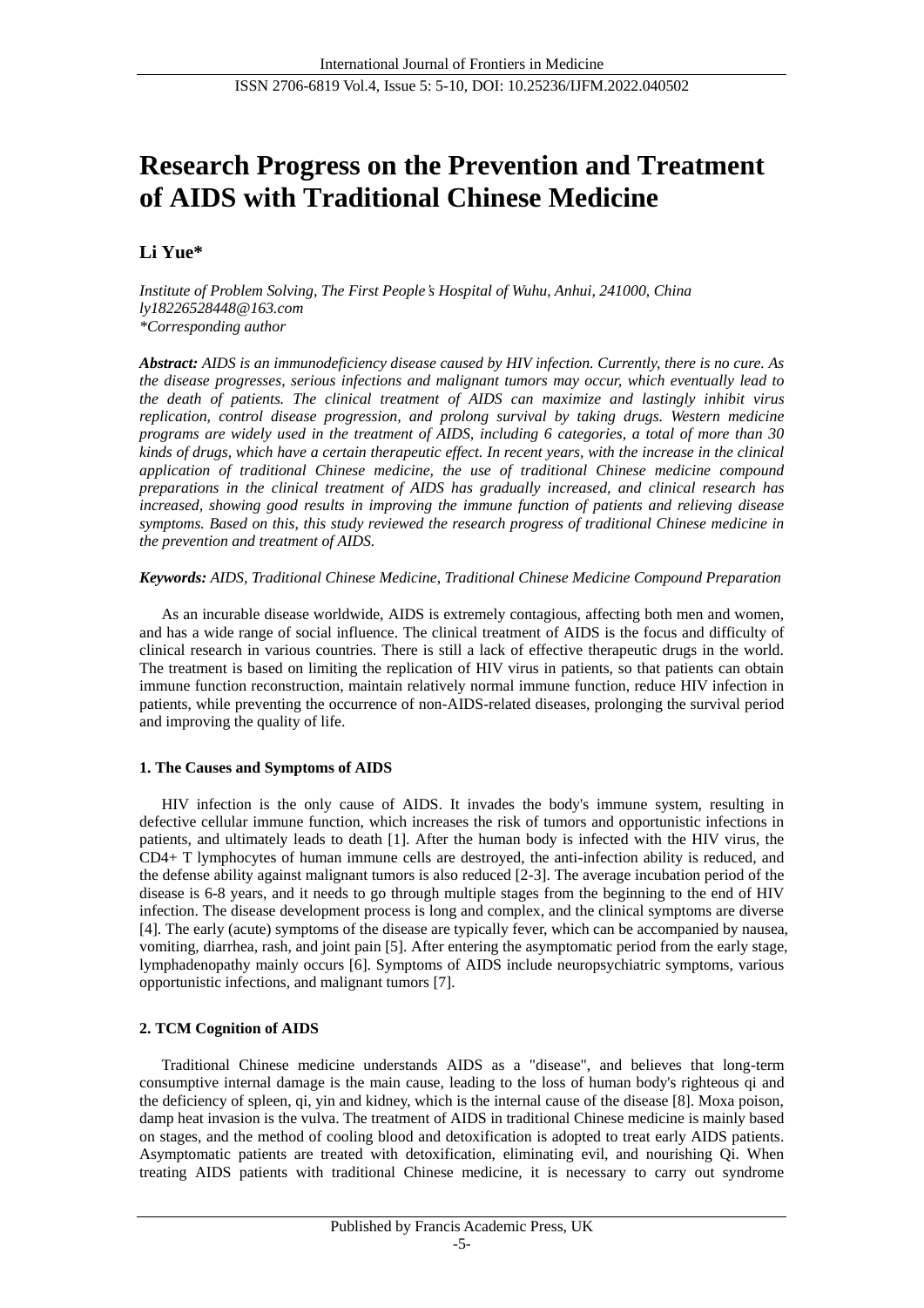# Research Progress on the Prevention and Treatment of AIDS with Traditional Chinese Medicine

**Li Yue***

*Institute of Problem Solving, The First People's Hospital of Wuhu, Anhui, 241000, China*
*ly18226528448@163.com*
*\*Corresponding author*

***Abstract:*** *AIDS is an immunodeficiency disease caused by HIV infection. Currently, there is no cure. As the disease progresses, serious infections and malignant tumors may occur, which eventually lead to the death of patients. The clinical treatment of AIDS can maximize and lastingly inhibit virus replication, control disease progression, and prolong survival by taking drugs. Western medicine programs are widely used in the treatment of AIDS, including 6 categories, a total of more than 30 kinds of drugs, which have a certain therapeutic effect. In recent years, with the increase in the clinical application of traditional Chinese medicine, the use of traditional Chinese medicine compound preparations in the clinical treatment of AIDS has gradually increased, and clinical research has increased, showing good results in improving the immune function of patients and relieving disease symptoms. Based on this, this study reviewed the research progress of traditional Chinese medicine in the prevention and treatment of AIDS.*

***Keywords:*** *AIDS, Traditional Chinese Medicine, Traditional Chinese Medicine Compound Preparation*

As an incurable disease worldwide, AIDS is extremely contagious, affecting both men and women, and has a wide range of social influence. The clinical treatment of AIDS is the focus and difficulty of clinical research in various countries. There is still a lack of effective therapeutic drugs in the world. The treatment is based on limiting the replication of HIV virus in patients, so that patients can obtain immune function reconstruction, maintain relatively normal immune function, reduce HIV infection in patients, while preventing the occurrence of non-AIDS-related diseases, prolonging the survival period and improving the quality of life.

## 1. The Causes and Symptoms of AIDS

HIV infection is the only cause of AIDS. It invades the body's immune system, resulting in defective cellular immune function, which increases the risk of tumors and opportunistic infections in patients, and ultimately leads to death [1]. After the human body is infected with the HIV virus, the CD4+ T lymphocytes of human immune cells are destroyed, the anti-infection ability is reduced, and the defense ability against malignant tumors is also reduced [2-3]. The average incubation period of the disease is 6-8 years, and it needs to go through multiple stages from the beginning to the end of HIV infection. The disease development process is long and complex, and the clinical symptoms are diverse [4]. The early (acute) symptoms of the disease are typically fever, which can be accompanied by nausea, vomiting, diarrhea, rash, and joint pain [5]. After entering the asymptomatic period from the early stage, lymphadenopathy mainly occurs [6]. Symptoms of AIDS include neuropsychiatric symptoms, various opportunistic infections, and malignant tumors [7].

## 2. TCM Cognition of AIDS

Traditional Chinese medicine understands AIDS as a "disease", and believes that long-term consumptive internal damage is the main cause, leading to the loss of human body's righteous qi and the deficiency of spleen, qi, yin and kidney, which is the internal cause of the disease [8]. Moxa poison, damp heat invasion is the vulva. The treatment of AIDS in traditional Chinese medicine is mainly based on stages, and the method of cooling blood and detoxification is adopted to treat early AIDS patients. Asymptomatic patients are treated with detoxification, eliminating evil, and nourishing Qi. When treating AIDS patients with traditional Chinese medicine, it is necessary to carry out syndrome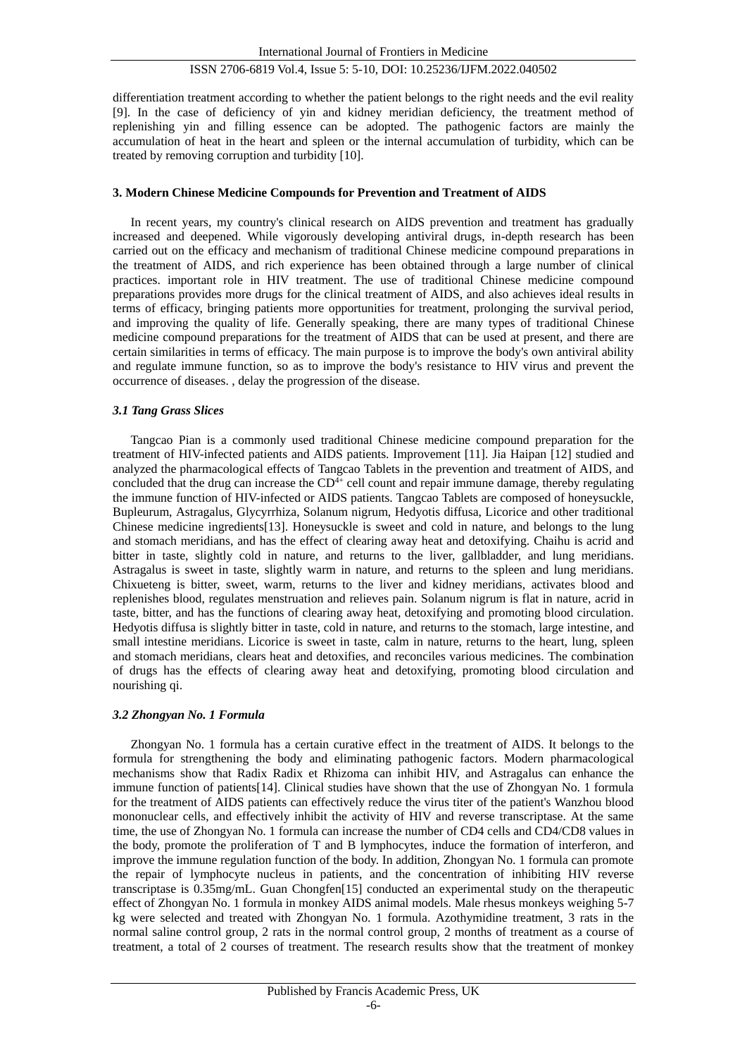differentiation treatment according to whether the patient belongs to the right needs and the evil reality [9]. In the case of deficiency of yin and kidney meridian deficiency, the treatment method of replenishing yin and filling essence can be adopted. The pathogenic factors are mainly the accumulation of heat in the heart and spleen or the internal accumulation of turbidity, which can be treated by removing corruption and turbidity [10].

## 3. Modern Chinese Medicine Compounds for Prevention and Treatment of AIDS

In recent years, my country's clinical research on AIDS prevention and treatment has gradually increased and deepened. While vigorously developing antiviral drugs, in-depth research has been carried out on the efficacy and mechanism of traditional Chinese medicine compound preparations in the treatment of AIDS, and rich experience has been obtained through a large number of clinical practices. important role in HIV treatment. The use of traditional Chinese medicine compound preparations provides more drugs for the clinical treatment of AIDS, and also achieves ideal results in terms of efficacy, bringing patients more opportunities for treatment, prolonging the survival period, and improving the quality of life. Generally speaking, there are many types of traditional Chinese medicine compound preparations for the treatment of AIDS that can be used at present, and there are certain similarities in terms of efficacy. The main purpose is to improve the body's own antiviral ability and regulate immune function, so as to improve the body's resistance to HIV virus and prevent the occurrence of diseases. , delay the progression of the disease.

### *3.1 Tang Grass Slices*

Tangcao Pian is a commonly used traditional Chinese medicine compound preparation for the treatment of HIV-infected patients and AIDS patients. Improvement [11]. Jia Haipan [12] studied and analyzed the pharmacological effects of Tangcao Tablets in the prevention and treatment of AIDS, and concluded that the drug can increase the $CD^{4+}$ cell count and repair immune damage, thereby regulating the immune function of HIV-infected or AIDS patients. Tangcao Tablets are composed of honeysuckle, Bupleurum, Astragalus, Glycyrrhiza, Solanum nigrum, Hedyotis diffusa, Licorice and other traditional Chinese medicine ingredients[13]. Honeysuckle is sweet and cold in nature, and belongs to the lung and stomach meridians, and has the effect of clearing away heat and detoxifying. Chaihu is acrid and bitter in taste, slightly cold in nature, and returns to the liver, gallbladder, and lung meridians. Astragalus is sweet in taste, slightly warm in nature, and returns to the spleen and lung meridians. Chixueteng is bitter, sweet, warm, returns to the liver and kidney meridians, activates blood and replenishes blood, regulates menstruation and relieves pain. Solanum nigrum is flat in nature, acrid in taste, bitter, and has the functions of clearing away heat, detoxifying and promoting blood circulation. Hedyotis diffusa is slightly bitter in taste, cold in nature, and returns to the stomach, large intestine, and small intestine meridians. Licorice is sweet in taste, calm in nature, returns to the heart, lung, spleen and stomach meridians, clears heat and detoxifies, and reconciles various medicines. The combination of drugs has the effects of clearing away heat and detoxifying, promoting blood circulation and nourishing qi.

### *3.2 Zhongyan No. 1 Formula*

Zhongyan No. 1 formula has a certain curative effect in the treatment of AIDS. It belongs to the formula for strengthening the body and eliminating pathogenic factors. Modern pharmacological mechanisms show that Radix Radix et Rhizoma can inhibit HIV, and Astragalus can enhance the immune function of patients[14]. Clinical studies have shown that the use of Zhongyan No. 1 formula for the treatment of AIDS patients can effectively reduce the virus titer of the patient's Wanzhou blood mononuclear cells, and effectively inhibit the activity of HIV and reverse transcriptase. At the same time, the use of Zhongyan No. 1 formula can increase the number of CD4 cells and CD4/CD8 values in the body, promote the proliferation of T and B lymphocytes, induce the formation of interferon, and improve the immune regulation function of the body. In addition, Zhongyan No. 1 formula can promote the repair of lymphocyte nucleus in patients, and the concentration of inhibiting HIV reverse transcriptase is 0.35mg/mL. Guan Chongfen[15] conducted an experimental study on the therapeutic effect of Zhongyan No. 1 formula in monkey AIDS animal models. Male rhesus monkeys weighing 5-7 kg were selected and treated with Zhongyan No. 1 formula. Azothymidine treatment, 3 rats in the normal saline control group, 2 rats in the normal control group, 2 months of treatment as a course of treatment, a total of 2 courses of treatment. The research results show that the treatment of monkey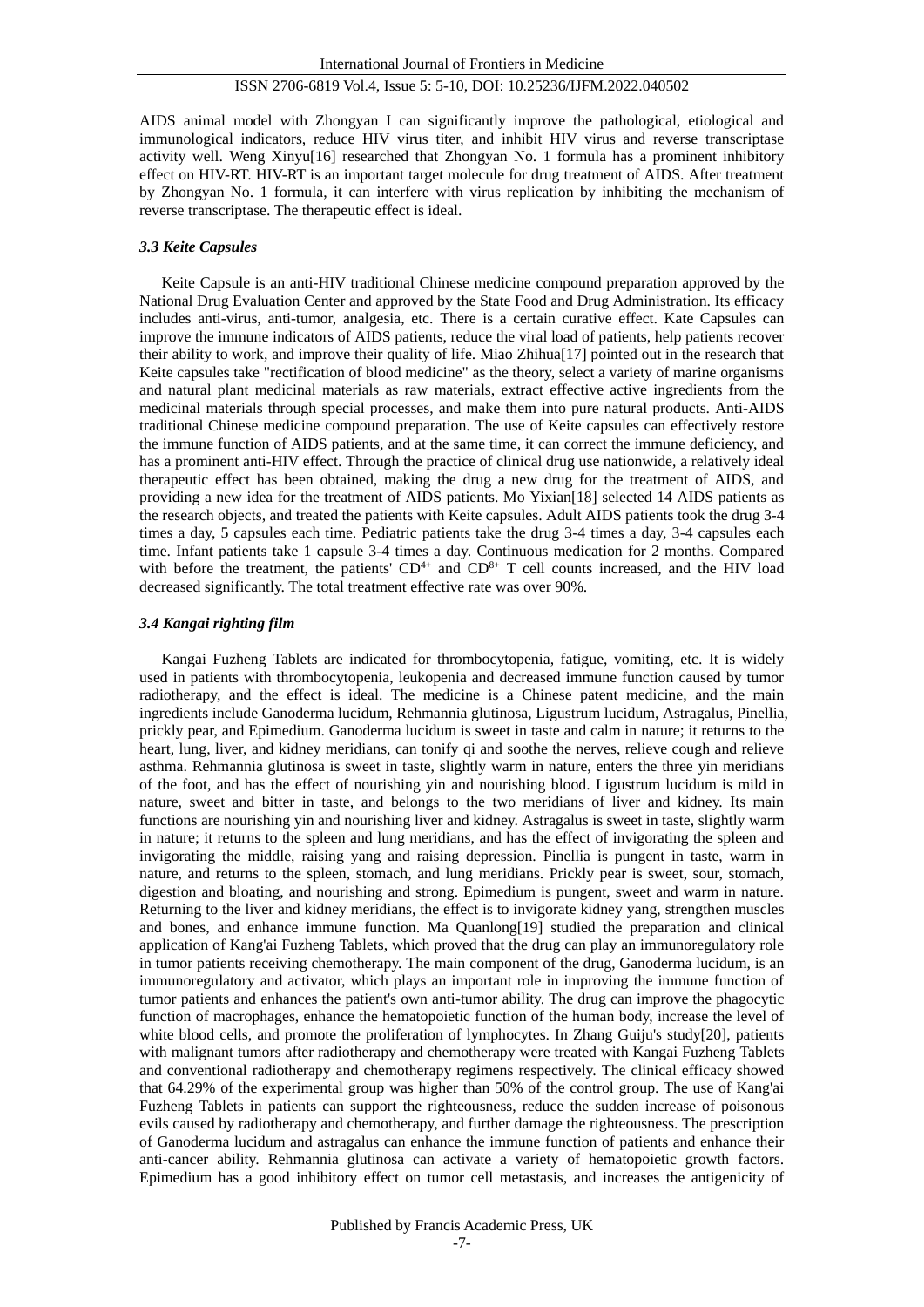AIDS animal model with Zhongyan I can significantly improve the pathological, etiological and immunological indicators, reduce HIV virus titer, and inhibit HIV virus and reverse transcriptase activity well. Weng Xinyu[16] researched that Zhongyan No. 1 formula has a prominent inhibitory effect on HIV-RT. HIV-RT is an important target molecule for drug treatment of AIDS. After treatment by Zhongyan No. 1 formula, it can interfere with virus replication by inhibiting the mechanism of reverse transcriptase. The therapeutic effect is ideal.

### *3.3 Keite Capsules*

Keite Capsule is an anti-HIV traditional Chinese medicine compound preparation approved by the National Drug Evaluation Center and approved by the State Food and Drug Administration. Its efficacy includes anti-virus, anti-tumor, analgesia, etc. There is a certain curative effect. Kate Capsules can improve the immune indicators of AIDS patients, reduce the viral load of patients, help patients recover their ability to work, and improve their quality of life. Miao Zhihua[17] pointed out in the research that Keite capsules take "rectification of blood medicine" as the theory, select a variety of marine organisms and natural plant medicinal materials as raw materials, extract effective active ingredients from the medicinal materials through special processes, and make them into pure natural products. Anti-AIDS traditional Chinese medicine compound preparation. The use of Keite capsules can effectively restore the immune function of AIDS patients, and at the same time, it can correct the immune deficiency, and has a prominent anti-HIV effect. Through the practice of clinical drug use nationwide, a relatively ideal therapeutic effect has been obtained, making the drug a new drug for the treatment of AIDS, and providing a new idea for the treatment of AIDS patients. Mo Yixian[18] selected 14 AIDS patients as the research objects, and treated the patients with Keite capsules. Adult AIDS patients took the drug 3-4 times a day, 5 capsules each time. Pediatric patients take the drug 3-4 times a day, 3-4 capsules each time. Infant patients take 1 capsule 3-4 times a day. Continuous medication for 2 months. Compared with before the treatment, the patients' $CD^{4+}$ and $CD^{8+}$ T cell counts increased, and the HIV load decreased significantly. The total treatment effective rate was over 90%.

### *3.4 Kangai righting film*

Kangai Fuzheng Tablets are indicated for thrombocytopenia, fatigue, vomiting, etc. It is widely used in patients with thrombocytopenia, leukopenia and decreased immune function caused by tumor radiotherapy, and the effect is ideal. The medicine is a Chinese patent medicine, and the main ingredients include Ganoderma lucidum, Rehmannia glutinosa, Ligustrum lucidum, Astragalus, Pinellia, prickly pear, and Epimedium. Ganoderma lucidum is sweet in taste and calm in nature; it returns to the heart, lung, liver, and kidney meridians, can tonify qi and soothe the nerves, relieve cough and relieve asthma. Rehmannia glutinosa is sweet in taste, slightly warm in nature, enters the three yin meridians of the foot, and has the effect of nourishing yin and nourishing blood. Ligustrum lucidum is mild in nature, sweet and bitter in taste, and belongs to the two meridians of liver and kidney. Its main functions are nourishing yin and nourishing liver and kidney. Astragalus is sweet in taste, slightly warm in nature; it returns to the spleen and lung meridians, and has the effect of invigorating the spleen and invigorating the middle, raising yang and raising depression. Pinellia is pungent in taste, warm in nature, and returns to the spleen, stomach, and lung meridians. Prickly pear is sweet, sour, stomach, digestion and bloating, and nourishing and strong. Epimedium is pungent, sweet and warm in nature. Returning to the liver and kidney meridians, the effect is to invigorate kidney yang, strengthen muscles and bones, and enhance immune function. Ma Quanlong[19] studied the preparation and clinical application of Kang'ai Fuzheng Tablets, which proved that the drug can play an immunoregulatory role in tumor patients receiving chemotherapy. The main component of the drug, Ganoderma lucidum, is an immunoregulatory and activator, which plays an important role in improving the immune function of tumor patients and enhances the patient's own anti-tumor ability. The drug can improve the phagocytic function of macrophages, enhance the hematopoietic function of the human body, increase the level of white blood cells, and promote the proliferation of lymphocytes. In Zhang Guiju's study[20], patients with malignant tumors after radiotherapy and chemotherapy were treated with Kangai Fuzheng Tablets and conventional radiotherapy and chemotherapy regimens respectively. The clinical efficacy showed that 64.29% of the experimental group was higher than 50% of the control group. The use of Kang'ai Fuzheng Tablets in patients can support the righteousness, reduce the sudden increase of poisonous evils caused by radiotherapy and chemotherapy, and further damage the righteousness. The prescription of Ganoderma lucidum and astragalus can enhance the immune function of patients and enhance their anti-cancer ability. Rehmannia glutinosa can activate a variety of hematopoietic growth factors. Epimedium has a good inhibitory effect on tumor cell metastasis, and increases the antigenicity of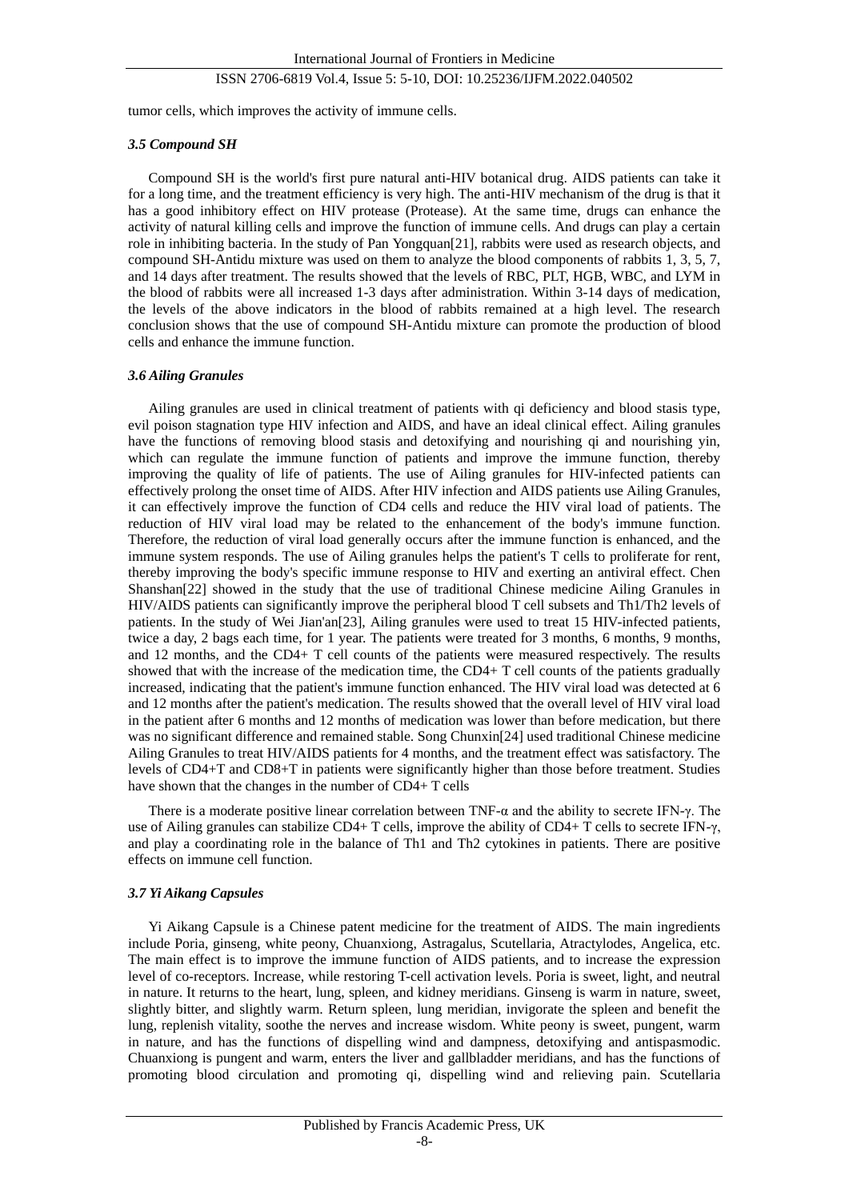tumor cells, which improves the activity of immune cells.

### *3.5 Compound SH*

Compound SH is the world's first pure natural anti-HIV botanical drug. AIDS patients can take it for a long time, and the treatment efficiency is very high. The anti-HIV mechanism of the drug is that it has a good inhibitory effect on HIV protease (Protease). At the same time, drugs can enhance the activity of natural killing cells and improve the function of immune cells. And drugs can play a certain role in inhibiting bacteria. In the study of Pan Yongquan[21], rabbits were used as research objects, and compound SH-Antidu mixture was used on them to analyze the blood components of rabbits 1, 3, 5, 7, and 14 days after treatment. The results showed that the levels of RBC, PLT, HGB, WBC, and LYM in the blood of rabbits were all increased 1-3 days after administration. Within 3-14 days of medication, the levels of the above indicators in the blood of rabbits remained at a high level. The research conclusion shows that the use of compound SH-Antidu mixture can promote the production of blood cells and enhance the immune function.

### *3.6 Ailing Granules*

Ailing granules are used in clinical treatment of patients with qi deficiency and blood stasis type, evil poison stagnation type HIV infection and AIDS, and have an ideal clinical effect. Ailing granules have the functions of removing blood stasis and detoxifying and nourishing qi and nourishing yin, which can regulate the immune function of patients and improve the immune function, thereby improving the quality of life of patients. The use of Ailing granules for HIV-infected patients can effectively prolong the onset time of AIDS. After HIV infection and AIDS patients use Ailing Granules, it can effectively improve the function of CD4 cells and reduce the HIV viral load of patients. The reduction of HIV viral load may be related to the enhancement of the body's immune function. Therefore, the reduction of viral load generally occurs after the immune function is enhanced, and the immune system responds. The use of Ailing granules helps the patient's T cells to proliferate for rent, thereby improving the body's specific immune response to HIV and exerting an antiviral effect. Chen Shanshan[22] showed in the study that the use of traditional Chinese medicine Ailing Granules in HIV/AIDS patients can significantly improve the peripheral blood T cell subsets and Th1/Th2 levels of patients. In the study of Wei Jian'an[23], Ailing granules were used to treat 15 HIV-infected patients, twice a day, 2 bags each time, for 1 year. The patients were treated for 3 months, 6 months, 9 months, and 12 months, and the CD4+ T cell counts of the patients were measured respectively. The results showed that with the increase of the medication time, the CD4+ T cell counts of the patients gradually increased, indicating that the patient's immune function enhanced. The HIV viral load was detected at 6 and 12 months after the patient's medication. The results showed that the overall level of HIV viral load in the patient after 6 months and 12 months of medication was lower than before medication, but there was no significant difference and remained stable. Song Chunxin[24] used traditional Chinese medicine Ailing Granules to treat HIV/AIDS patients for 4 months, and the treatment effect was satisfactory. The levels of CD4+T and CD8+T in patients were significantly higher than those before treatment. Studies have shown that the changes in the number of CD4+ T cells

There is a moderate positive linear correlation between TNF-α and the ability to secrete IFN-γ. The use of Ailing granules can stabilize CD4+ T cells, improve the ability of CD4+ T cells to secrete IFN-γ, and play a coordinating role in the balance of Th1 and Th2 cytokines in patients. There are positive effects on immune cell function.

### *3.7 Yi Aikang Capsules*

Yi Aikang Capsule is a Chinese patent medicine for the treatment of AIDS. The main ingredients include Poria, ginseng, white peony, Chuanxiong, Astragalus, Scutellaria, Atractylodes, Angelica, etc. The main effect is to improve the immune function of AIDS patients, and to increase the expression level of co-receptors. Increase, while restoring T-cell activation levels. Poria is sweet, light, and neutral in nature. It returns to the heart, lung, spleen, and kidney meridians. Ginseng is warm in nature, sweet, slightly bitter, and slightly warm. Return spleen, lung meridian, invigorate the spleen and benefit the lung, replenish vitality, soothe the nerves and increase wisdom. White peony is sweet, pungent, warm in nature, and has the functions of dispelling wind and dampness, detoxifying and antispasmodic. Chuanxiong is pungent and warm, enters the liver and gallbladder meridians, and has the functions of promoting blood circulation and promoting qi, dispelling wind and relieving pain. Scutellaria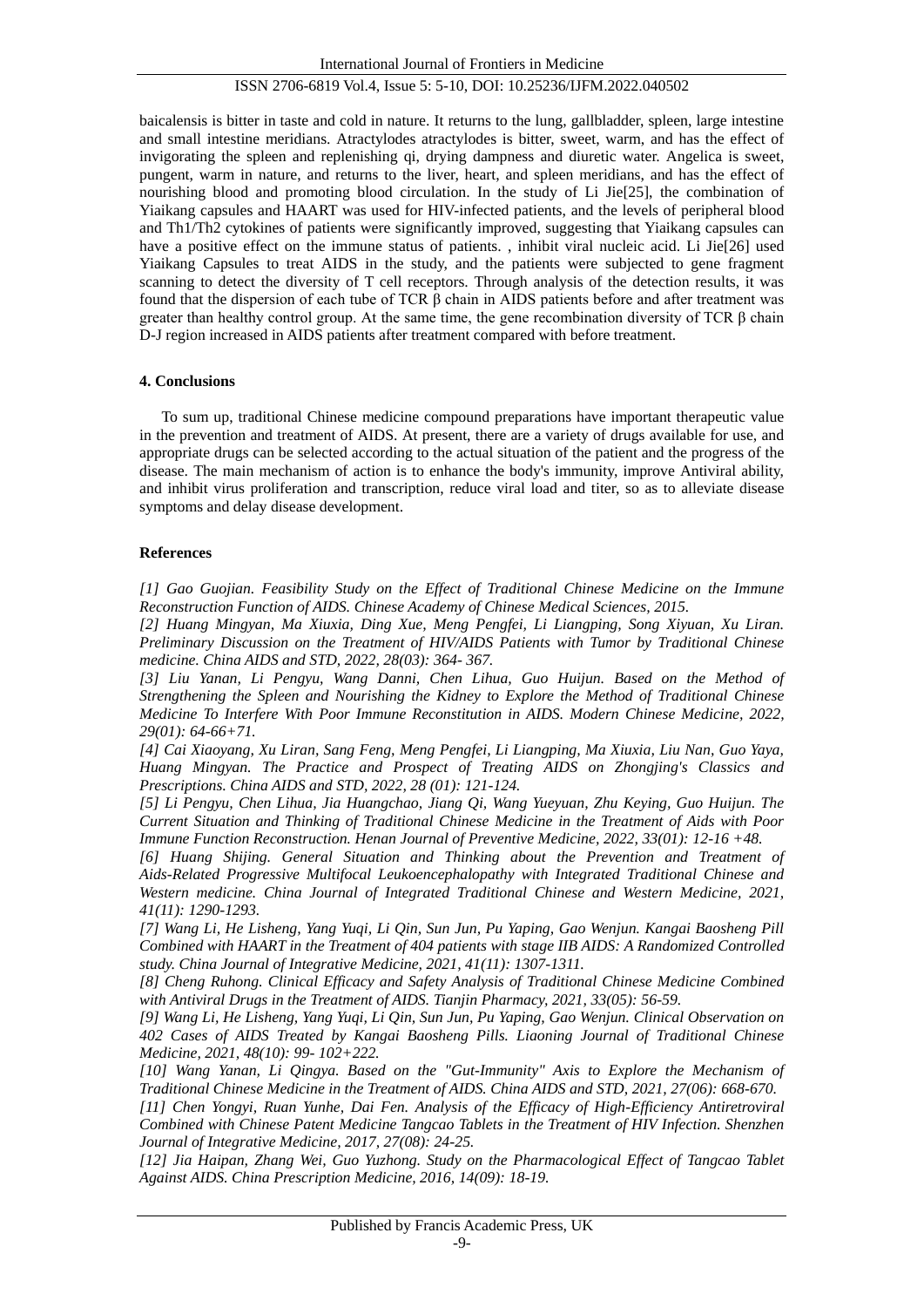baicalensis is bitter in taste and cold in nature. It returns to the lung, gallbladder, spleen, large intestine and small intestine meridians. Atractylodes atractylodes is bitter, sweet, warm, and has the effect of invigorating the spleen and replenishing qi, drying dampness and diuretic water. Angelica is sweet, pungent, warm in nature, and returns to the liver, heart, and spleen meridians, and has the effect of nourishing blood and promoting blood circulation. In the study of Li Jie[25], the combination of Yiaikang capsules and HAART was used for HIV-infected patients, and the levels of peripheral blood and Th1/Th2 cytokines of patients were significantly improved, suggesting that Yiaikang capsules can have a positive effect on the immune status of patients. , inhibit viral nucleic acid. Li Jie[26] used Yiaikang Capsules to treat AIDS in the study, and the patients were subjected to gene fragment scanning to detect the diversity of T cell receptors. Through analysis of the detection results, it was found that the dispersion of each tube of TCR β chain in AIDS patients before and after treatment was greater than healthy control group. At the same time, the gene recombination diversity of TCR β chain D-J region increased in AIDS patients after treatment compared with before treatment.

## 4. Conclusions

To sum up, traditional Chinese medicine compound preparations have important therapeutic value in the prevention and treatment of AIDS. At present, there are a variety of drugs available for use, and appropriate drugs can be selected according to the actual situation of the patient and the progress of the disease. The main mechanism of action is to enhance the body's immunity, improve Antiviral ability, and inhibit virus proliferation and transcription, reduce viral load and titer, so as to alleviate disease symptoms and delay disease development.

## References

*[1] Gao Guojian. Feasibility Study on the Effect of Traditional Chinese Medicine on the Immune Reconstruction Function of AIDS. Chinese Academy of Chinese Medical Sciences, 2015.*

*[2] Huang Mingyan, Ma Xiuxia, Ding Xue, Meng Pengfei, Li Liangping, Song Xiyuan, Xu Liran. Preliminary Discussion on the Treatment of HIV/AIDS Patients with Tumor by Traditional Chinese medicine. China AIDS and STD, 2022, 28(03): 364- 367.*

*[3] Liu Yanan, Li Pengyu, Wang Danni, Chen Lihua, Guo Huijun. Based on the Method of Strengthening the Spleen and Nourishing the Kidney to Explore the Method of Traditional Chinese Medicine To Interfere With Poor Immune Reconstitution in AIDS. Modern Chinese Medicine, 2022, 29(01): 64-66+71.*

*[4] Cai Xiaoyang, Xu Liran, Sang Feng, Meng Pengfei, Li Liangping, Ma Xiuxia, Liu Nan, Guo Yaya, Huang Mingyan. The Practice and Prospect of Treating AIDS on Zhongjing's Classics and Prescriptions. China AIDS and STD, 2022, 28 (01): 121-124.*

*[5] Li Pengyu, Chen Lihua, Jia Huangchao, Jiang Qi, Wang Yueyuan, Zhu Keying, Guo Huijun. The Current Situation and Thinking of Traditional Chinese Medicine in the Treatment of Aids with Poor Immune Function Reconstruction. Henan Journal of Preventive Medicine, 2022, 33(01): 12-16 +48.*

*[6] Huang Shijing. General Situation and Thinking about the Prevention and Treatment of Aids-Related Progressive Multifocal Leukoencephalopathy with Integrated Traditional Chinese and Western medicine. China Journal of Integrated Traditional Chinese and Western Medicine, 2021, 41(11): 1290-1293.*

*[7] Wang Li, He Lisheng, Yang Yuqi, Li Qin, Sun Jun, Pu Yaping, Gao Wenjun. Kangai Baosheng Pill Combined with HAART in the Treatment of 404 patients with stage IIB AIDS: A Randomized Controlled study. China Journal of Integrative Medicine, 2021, 41(11): 1307-1311.*

*[8] Cheng Ruhong. Clinical Efficacy and Safety Analysis of Traditional Chinese Medicine Combined with Antiviral Drugs in the Treatment of AIDS. Tianjin Pharmacy, 2021, 33(05): 56-59.*

*[9] Wang Li, He Lisheng, Yang Yuqi, Li Qin, Sun Jun, Pu Yaping, Gao Wenjun. Clinical Observation on 402 Cases of AIDS Treated by Kangai Baosheng Pills. Liaoning Journal of Traditional Chinese Medicine, 2021, 48(10): 99- 102+222.*

*[10] Wang Yanan, Li Qingya. Based on the "Gut-Immunity" Axis to Explore the Mechanism of Traditional Chinese Medicine in the Treatment of AIDS. China AIDS and STD, 2021, 27(06): 668-670.*

*[11] Chen Yongyi, Ruan Yunhe, Dai Fen. Analysis of the Efficacy of High-Efficiency Antiretroviral Combined with Chinese Patent Medicine Tangcao Tablets in the Treatment of HIV Infection. Shenzhen Journal of Integrative Medicine, 2017, 27(08): 24-25.*

*[12] Jia Haipan, Zhang Wei, Guo Yuzhong. Study on the Pharmacological Effect of Tangcao Tablet Against AIDS. China Prescription Medicine, 2016, 14(09): 18-19.*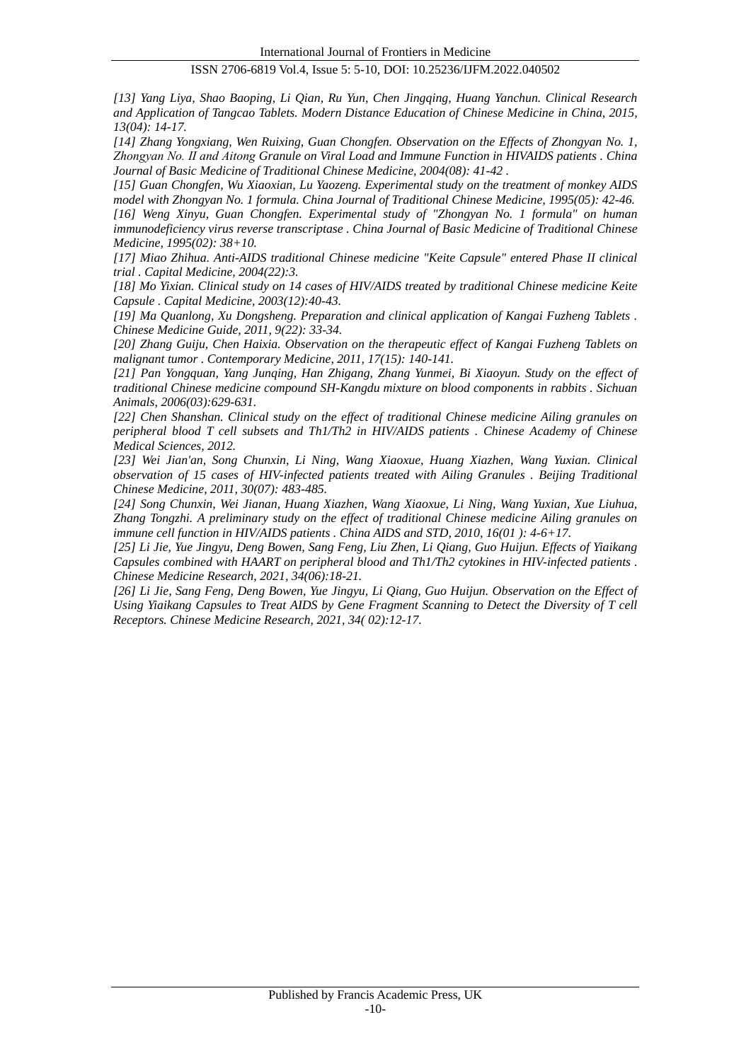*[13] Yang Liya, Shao Baoping, Li Qian, Ru Yun, Chen Jingqing, Huang Yanchun. Clinical Research and Application of Tangcao Tablets. Modern Distance Education of Chinese Medicine in China, 2015, 13(04): 14-17.*

*[14] Zhang Yongxiang, Wen Ruixing, Guan Chongfen. Observation on the Effects of Zhongyan No. 1, Zhongyan No. II and Aitong Granule on Viral Load and Immune Function in HIVAIDS patients . China Journal of Basic Medicine of Traditional Chinese Medicine, 2004(08): 41-42 .*

*[15] Guan Chongfen, Wu Xiaoxian, Lu Yaozeng. Experimental study on the treatment of monkey AIDS model with Zhongyan No. 1 formula. China Journal of Traditional Chinese Medicine, 1995(05): 42-46.*

*[16] Weng Xinyu, Guan Chongfen. Experimental study of "Zhongyan No. 1 formula" on human immunodeficiency virus reverse transcriptase . China Journal of Basic Medicine of Traditional Chinese Medicine, 1995(02): 38+10.*

*[17] Miao Zhihua. Anti-AIDS traditional Chinese medicine "Keite Capsule" entered Phase II clinical trial . Capital Medicine, 2004(22):3.*

*[18] Mo Yixian. Clinical study on 14 cases of HIV/AIDS treated by traditional Chinese medicine Keite Capsule . Capital Medicine, 2003(12):40-43.*

*[19] Ma Quanlong, Xu Dongsheng. Preparation and clinical application of Kangai Fuzheng Tablets . Chinese Medicine Guide, 2011, 9(22): 33-34.*

*[20] Zhang Guiju, Chen Haixia. Observation on the therapeutic effect of Kangai Fuzheng Tablets on malignant tumor . Contemporary Medicine, 2011, 17(15): 140-141.*

*[21] Pan Yongquan, Yang Junqing, Han Zhigang, Zhang Yunmei, Bi Xiaoyun. Study on the effect of traditional Chinese medicine compound SH-Kangdu mixture on blood components in rabbits . Sichuan Animals, 2006(03):629-631.*

*[22] Chen Shanshan. Clinical study on the effect of traditional Chinese medicine Ailing granules on peripheral blood T cell subsets and Th1/Th2 in HIV/AIDS patients . Chinese Academy of Chinese Medical Sciences, 2012.*

*[23] Wei Jian'an, Song Chunxin, Li Ning, Wang Xiaoxue, Huang Xiazhen, Wang Yuxian. Clinical observation of 15 cases of HIV-infected patients treated with Ailing Granules . Beijing Traditional Chinese Medicine, 2011, 30(07): 483-485.*

*[24] Song Chunxin, Wei Jianan, Huang Xiazhen, Wang Xiaoxue, Li Ning, Wang Yuxian, Xue Liuhua, Zhang Tongzhi. A preliminary study on the effect of traditional Chinese medicine Ailing granules on immune cell function in HIV/AIDS patients . China AIDS and STD, 2010, 16(01 ): 4-6+17.*

*[25] Li Jie, Yue Jingyu, Deng Bowen, Sang Feng, Liu Zhen, Li Qiang, Guo Huijun. Effects of Yiaikang Capsules combined with HAART on peripheral blood and Th1/Th2 cytokines in HIV-infected patients . Chinese Medicine Research, 2021, 34(06):18-21.*

*[26] Li Jie, Sang Feng, Deng Bowen, Yue Jingyu, Li Qiang, Guo Huijun. Observation on the Effect of Using Yiaikang Capsules to Treat AIDS by Gene Fragment Scanning to Detect the Diversity of T cell Receptors. Chinese Medicine Research, 2021, 34( 02):12-17.*